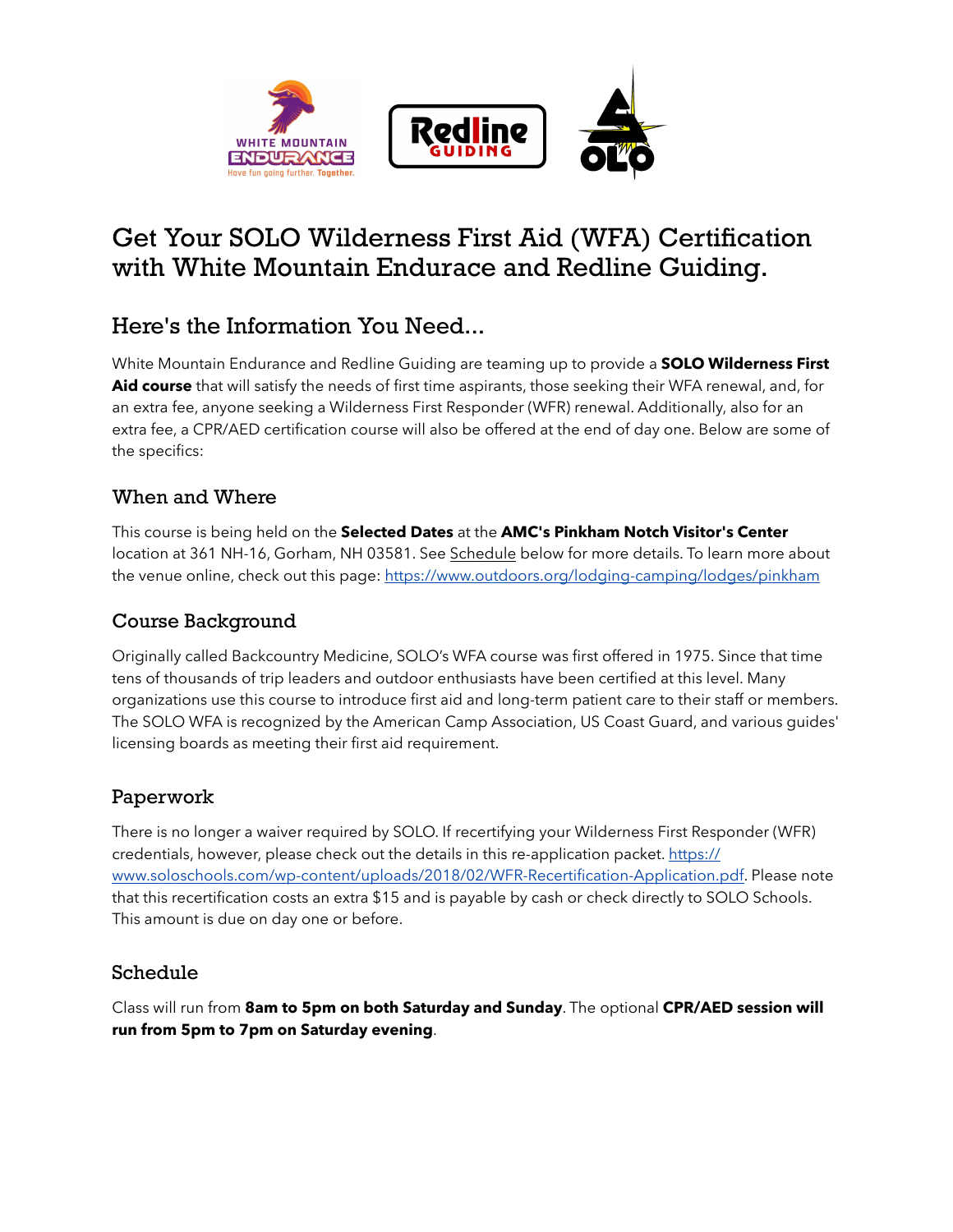# Get Your SOLO Wilderness First Aid (WFA) Certification with White Mountain Endurace and Redline Guiding.

## Here's the Information You Need...

White Mountain Endurance and Redline Guiding are teaming up to provide a **SOLO Wilderness First Aid course** that will satisfy the needs of first time aspirants, those seeking their WFA renewal, and, for an extra fee, anyone seeking a Wilderness First Responder (WFR) renewal. Additionally, also for an extra fee, a CPR/AED certification course will also be offered at the end of day one. Below are some of the specifics:

### When and Where

This course is being held on the **Selected Dates** at the **AMC's Pinkham Notch Visitor's Center** location at 361 NH-16, Gorham, NH 03581. See Schedule below for more details. To learn more about the venue online, check out this page: https://www.outdoors.org/lodging-camping/lodges/pinkham

### Course Background

Originally called Backcountry Medicine, SOLO's WFA course was first offered in 1975. Since that time tens of thousands of trip leaders and outdoor enthusiasts have been certified at this level. Many organizations use this course to introduce first aid and long-term patient care to their staff or members. The SOLO WFA is recognized by the American Camp Association, US Coast Guard, and various guides' licensing boards as meeting their first aid requirement.

### Paperwork

There is no longer a waiver required by SOLO. If recertifying your Wilderness First Responder (WFR) credentials, however, please check out the details in this re-application packet. https://www.soloschools.com/wp-content/uploads/2018/02/WFR-Recertification-Application.pdf. Please note that this recertification costs an extra $15 and is payable by cash or check directly to SOLO Schools. This amount is due on day one or before.

### Schedule

Class will run from **8am to 5pm on both Saturday and Sunday**. The optional **CPR/AED session will run from 5pm to 7pm on Saturday evening**.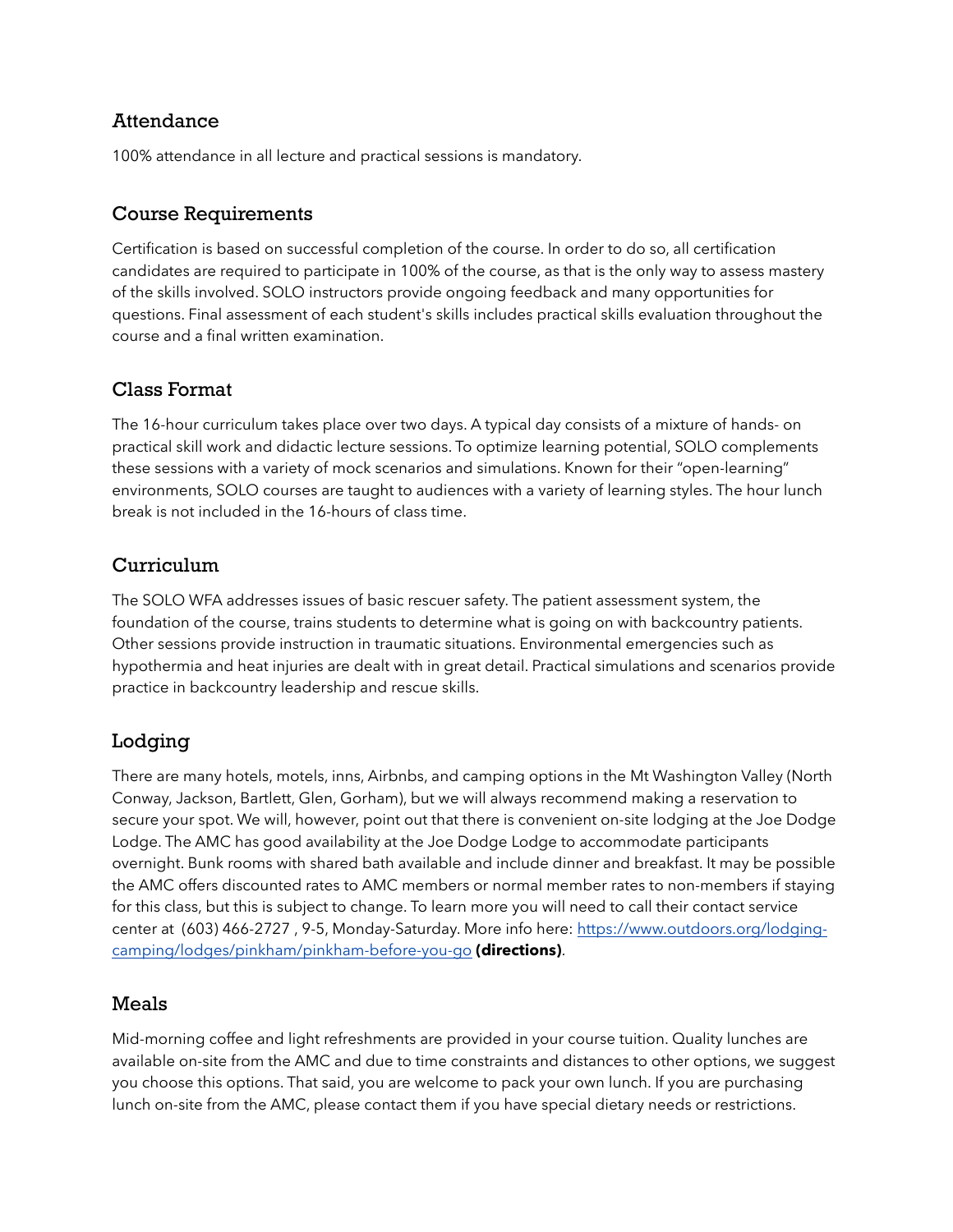## Attendance

100% attendance in all lecture and practical sessions is mandatory.

## Course Requirements

Certification is based on successful completion of the course. In order to do so, all certification candidates are required to participate in 100% of the course, as that is the only way to assess mastery of the skills involved. SOLO instructors provide ongoing feedback and many opportunities for questions. Final assessment of each student's skills includes practical skills evaluation throughout the course and a final written examination.

## Class Format

The 16-hour curriculum takes place over two days. A typical day consists of a mixture of hands- on practical skill work and didactic lecture sessions. To optimize learning potential, SOLO complements these sessions with a variety of mock scenarios and simulations. Known for their “open-learning” environments, SOLO courses are taught to audiences with a variety of learning styles. The hour lunch break is not included in the 16-hours of class time.

## Curriculum

The SOLO WFA addresses issues of basic rescuer safety. The patient assessment system, the foundation of the course, trains students to determine what is going on with backcountry patients. Other sessions provide instruction in traumatic situations. Environmental emergencies such as hypothermia and heat injuries are dealt with in great detail. Practical simulations and scenarios provide practice in backcountry leadership and rescue skills.

## Lodging

There are many hotels, motels, inns, Airbnbs, and camping options in the Mt Washington Valley (North Conway, Jackson, Bartlett, Glen, Gorham), but we will always recommend making a reservation to secure your spot. We will, however, point out that there is convenient on-site lodging at the Joe Dodge Lodge. The AMC has good availability at the Joe Dodge Lodge to accommodate participants overnight. Bunk rooms with shared bath available and include dinner and breakfast. It may be possible the AMC offers discounted rates to AMC members or normal member rates to non-members if staying for this class, but this is subject to change. To learn more you will need to call their contact service center at (603) 466-2727 , 9-5, Monday-Saturday. More info here: [https://www.outdoors.org/lodging-camping/lodges/pinkham/pinkham-before-you-go](https://www.outdoors.org/lodging-camping/lodges/pinkham/pinkham-before-you-go) **(directions)**.

## Meals

Mid-morning coffee and light refreshments are provided in your course tuition. Quality lunches are available on-site from the AMC and due to time constraints and distances to other options, we suggest you choose this options. That said, you are welcome to pack your own lunch. If you are purchasing lunch on-site from the AMC, please contact them if you have special dietary needs or restrictions.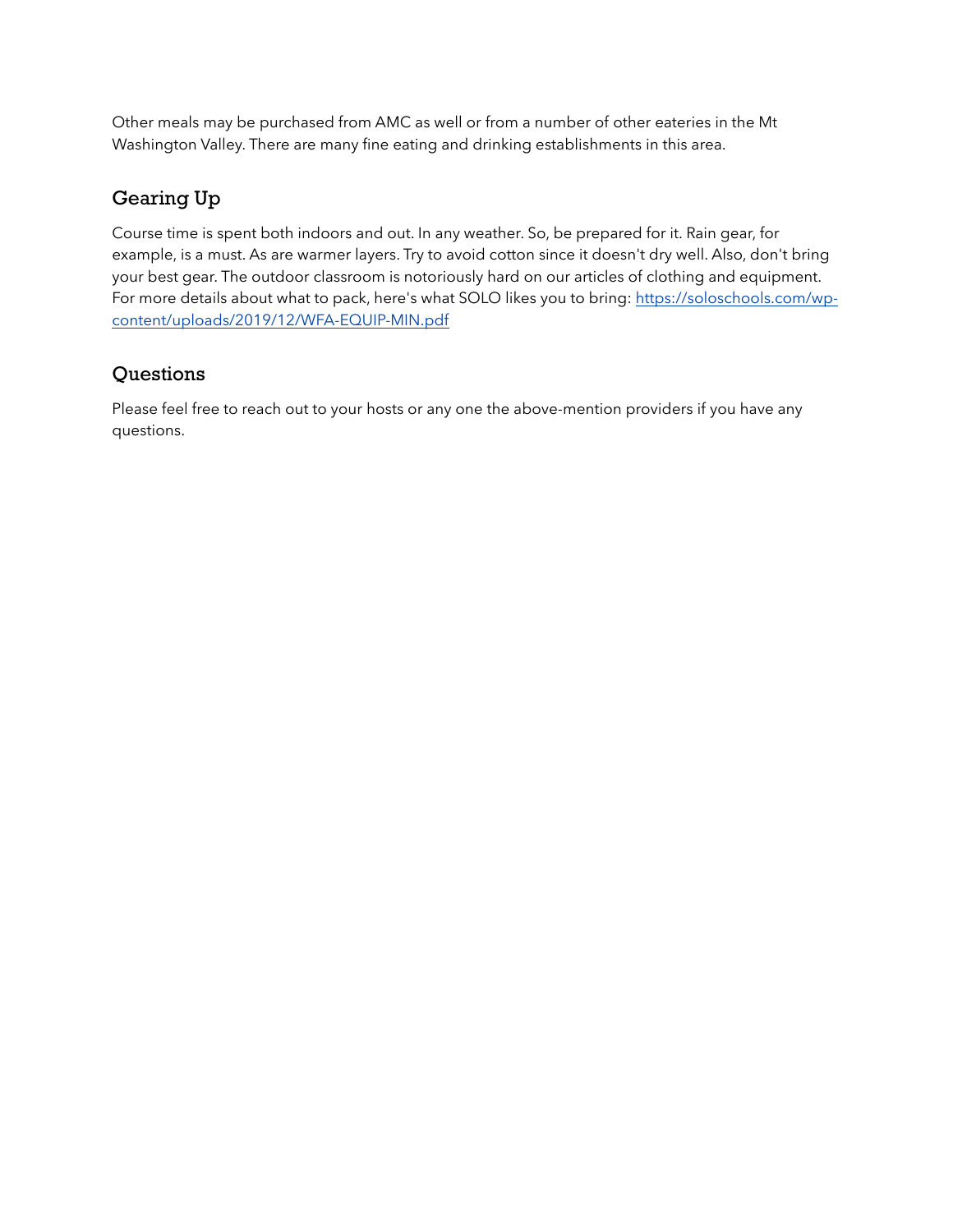Other meals may be purchased from AMC as well or from a number of other eateries in the Mt Washington Valley. There are many fine eating and drinking establishments in this area.

## Gearing Up

Course time is spent both indoors and out. In any weather. So, be prepared for it. Rain gear, for example, is a must. As are warmer layers. Try to avoid cotton since it doesn't dry well. Also, don't bring your best gear. The outdoor classroom is notoriously hard on our articles of clothing and equipment. For more details about what to pack, here's what SOLO likes you to bring: [https://soloschools.com/wp-content/uploads/2019/12/WFA-EQUIP-MIN.pdf](https://soloschools.com/wp-content/uploads/2019/12/WFA-EQUIP-MIN.pdf)

## Questions

Please feel free to reach out to your hosts or any one the above-mention providers if you have any questions.